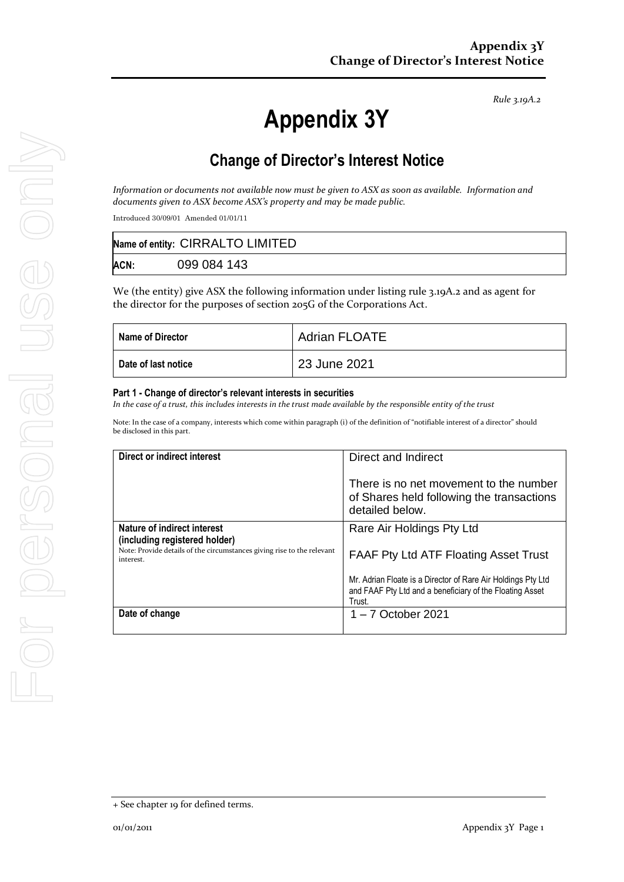*Rule 3.19A.2*

# Appendix 3Y

## Change of Director's Interest Notice

*Information or documents not available now must be given to ASX as soon as available. Information and documents given to ASX become ASX's property and may be made public.*

Introduced 30/09/01 Amended 01/01/11

| Name of entity: | CIRRALTO LIMITED |
|---|---|
| ACN: | 099 084 143 |

We (the entity) give ASX the following information under listing rule 3.19A.2 and as agent for the director for the purposes of section 205G of the Corporations Act.

| Name of Director | Adrian FLOATE |
|---|---|
| Date of last notice | 23 June 2021 |

#### Part 1 - Change of director's relevant interests in securities

*In the case of a trust, this includes interests in the trust made available by the responsible entity of the trust*

Note: In the case of a company, interests which come within paragraph (i) of the definition of "notifiable interest of a director" should be disclosed in this part.

| Direct or indirect interest | Direct and Indirect<br><br>There is no net movement to the number of Shares held following the transactions detailed below. |
|---|---|
| **Nature of indirect interest (including registered holder)**<br>Note: Provide details of the circumstances giving rise to the relevant interest. | Rare Air Holdings Pty Ltd<br><br>FAAF Pty Ltd ATF Floating Asset Trust<br><br>Mr. Adrian Floate is a Director of Rare Air Holdings Pty Ltd and FAAF Pty Ltd and a beneficiary of the Floating Asset Trust. |
| **Date of change** | 1 – 7 October 2021 |

+ See chapter 19 for defined terms.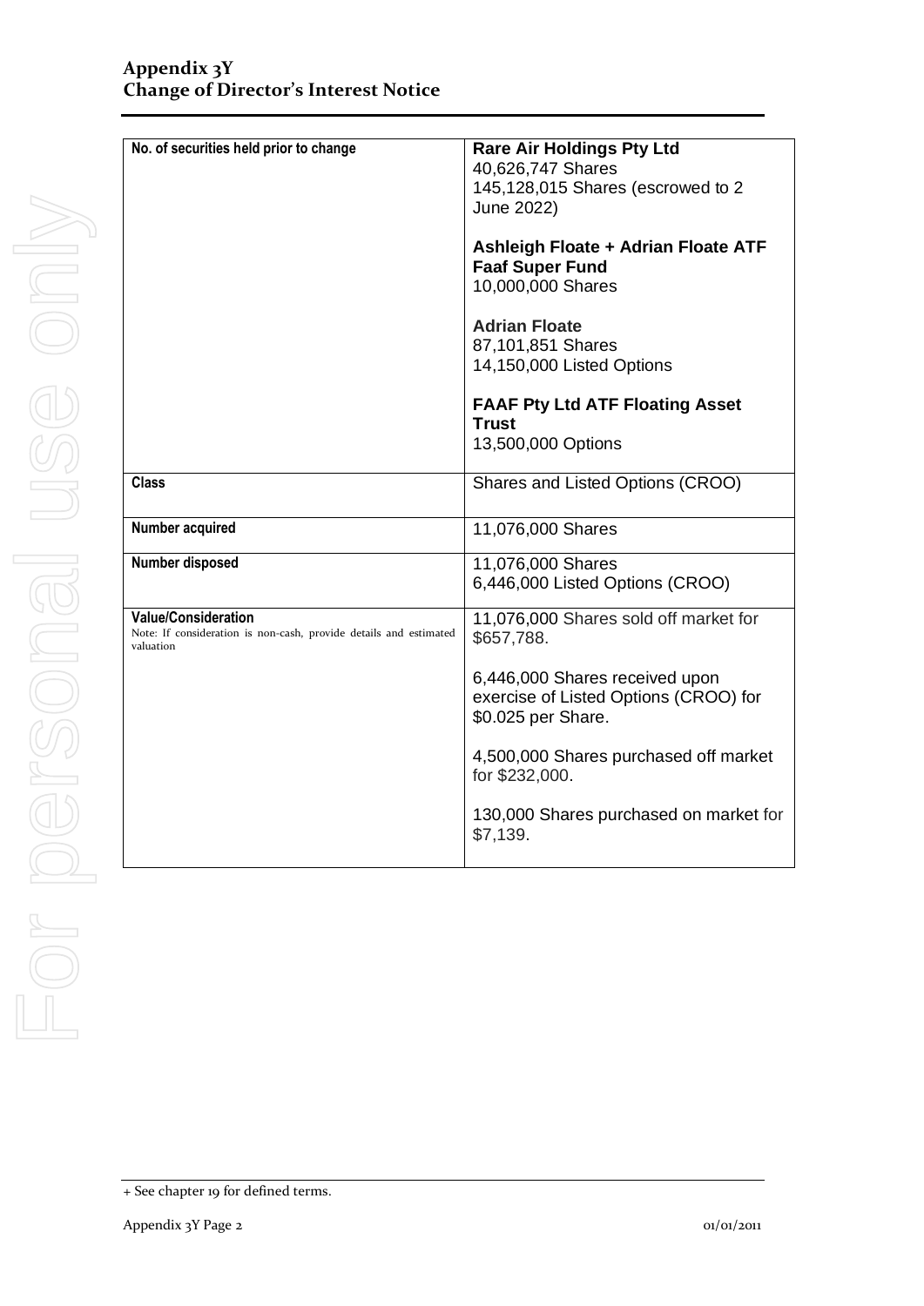| No. of securities held prior to change | **Rare Air Holdings Pty Ltd**<br>40,626,747 Shares<br>145,128,015 Shares (escrowed to 2 June 2022)<br><br>**Ashleigh Floate + Adrian Floate ATF Faaf Super Fund**<br>10,000,000 Shares<br><br>**Adrian Floate**<br>87,101,851 Shares<br>14,150,000 Listed Options<br><br>**FAAF Pty Ltd ATF Floating Asset Trust**<br>13,500,000 Options |
|---|---|
| **Class** | Shares and Listed Options (CROO) |
| **Number acquired** | 11,076,000 Shares |
| **Number disposed** | 11,076,000 Shares<br>6,446,000 Listed Options (CROO) |
| **Value/Consideration**<br>Note: If consideration is non-cash, provide details and estimated valuation | 11,076,000 Shares sold off market for $657,788.<br><br>6,446,000 Shares received upon exercise of Listed Options (CROO) for $0.025 per Share.<br><br>4,500,000 Shares purchased off market for $232,000.<br><br>130,000 Shares purchased on market for $7,139. |

+ See chapter 19 for defined terms.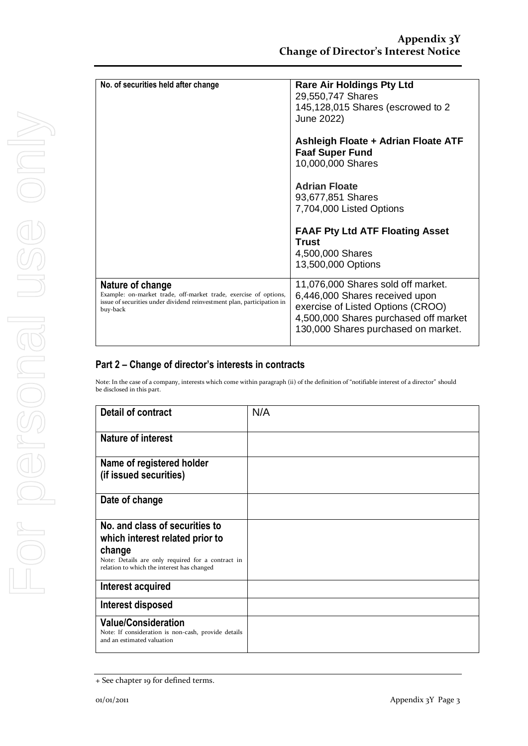| No. of securities held after change | **Rare Air Holdings Pty Ltd**<br>29,550,747 Shares<br>145,128,015 Shares (escrowed to 2 June 2022)<br><br>**Ashleigh Floate + Adrian Floate ATF Faaf Super Fund**<br>10,000,000 Shares<br><br>**Adrian Floate**<br>93,677,851 Shares<br>7,704,000 Listed Options<br><br>**FAAF Pty Ltd ATF Floating Asset Trust**<br>4,500,000 Shares<br>13,500,000 Options |
|---|---|
| **Nature of change**<br>Example: on-market trade, off-market trade, exercise of options, issue of securities under dividend reinvestment plan, participation in buy-back | 11,076,000 Shares sold off market.<br>6,446,000 Shares received upon exercise of Listed Options (CROO)<br>4,500,000 Shares purchased off market<br>130,000 Shares purchased on market. |

## Part 2 – Change of director's interests in contracts

Note: In the case of a company, interests which come within paragraph (ii) of the definition of "notifiable interest of a director" should be disclosed in this part.

| **Detail of contract** | N/A |
|---|---|
| **Nature of interest** | |
| **Name of registered holder (if issued securities)** | |
| **Date of change** | |
| **No. and class of securities to which interest related prior to change**<br>Note: Details are only required for a contract in relation to which the interest has changed | |
| **Interest acquired** | |
| **Interest disposed** | |
| **Value/Consideration**<br>Note: If consideration is non-cash, provide details and an estimated valuation | |

+ See chapter 19 for defined terms.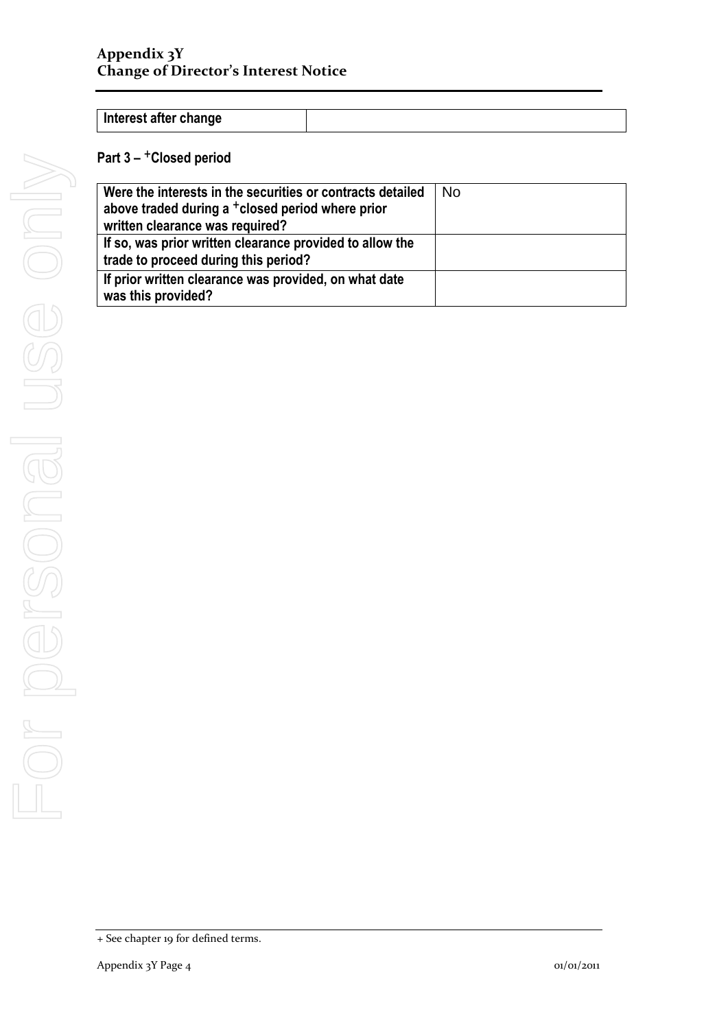| Interest after change | |
|---|---|

## Part 3 – +Closed period

| Were the interests in the securities or contracts detailed above traded during a +closed period where prior written clearance was required? | No |
|---|---|
| If so, was prior written clearance provided to allow the trade to proceed during this period? | |
| If prior written clearance was provided, on what date was this provided? | |

+ See chapter 19 for defined terms.